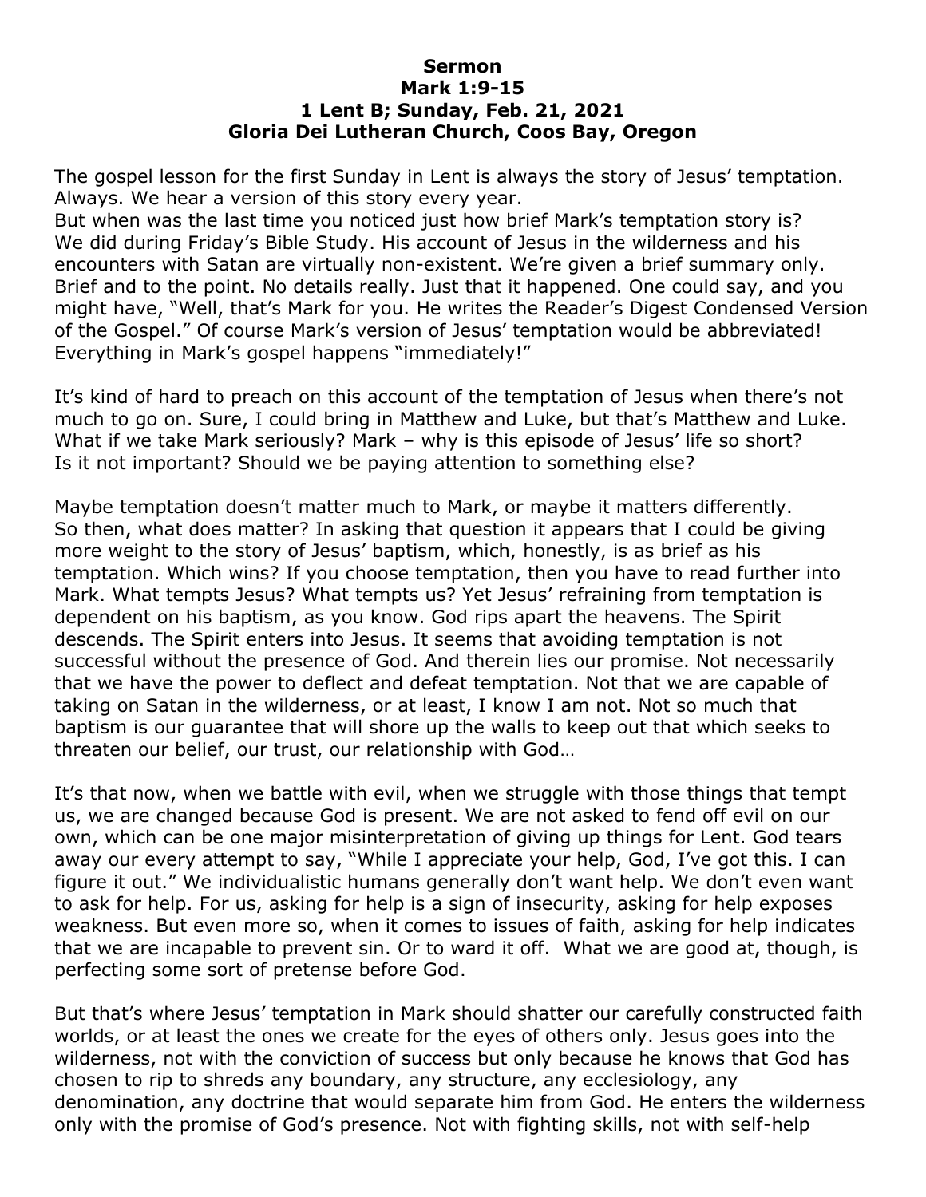# Sermon
## Mark 1:9-15
## 1 Lent B; Sunday, Feb. 21, 2021
## Gloria Dei Lutheran Church, Coos Bay, Oregon

The gospel lesson for the first Sunday in Lent is always the story of Jesus' temptation. Always. We hear a version of this story every year.
But when was the last time you noticed just how brief Mark's temptation story is? We did during Friday's Bible Study. His account of Jesus in the wilderness and his encounters with Satan are virtually non-existent. We're given a brief summary only. Brief and to the point. No details really. Just that it happened. One could say, and you might have, "Well, that's Mark for you. He writes the Reader's Digest Condensed Version of the Gospel." Of course Mark's version of Jesus' temptation would be abbreviated! Everything in Mark's gospel happens "immediately!"

It's kind of hard to preach on this account of the temptation of Jesus when there's not much to go on. Sure, I could bring in Matthew and Luke, but that's Matthew and Luke. What if we take Mark seriously? Mark – why is this episode of Jesus' life so short? Is it not important? Should we be paying attention to something else?

Maybe temptation doesn't matter much to Mark, or maybe it matters differently. So then, what does matter? In asking that question it appears that I could be giving more weight to the story of Jesus' baptism, which, honestly, is as brief as his temptation. Which wins? If you choose temptation, then you have to read further into Mark. What tempts Jesus? What tempts us? Yet Jesus' refraining from temptation is dependent on his baptism, as you know. God rips apart the heavens. The Spirit descends. The Spirit enters into Jesus. It seems that avoiding temptation is not successful without the presence of God. And therein lies our promise. Not necessarily that we have the power to deflect and defeat temptation. Not that we are capable of taking on Satan in the wilderness, or at least, I know I am not. Not so much that baptism is our guarantee that will shore up the walls to keep out that which seeks to threaten our belief, our trust, our relationship with God…

It's that now, when we battle with evil, when we struggle with those things that tempt us, we are changed because God is present. We are not asked to fend off evil on our own, which can be one major misinterpretation of giving up things for Lent. God tears away our every attempt to say, "While I appreciate your help, God, I've got this. I can figure it out." We individualistic humans generally don't want help. We don't even want to ask for help. For us, asking for help is a sign of insecurity, asking for help exposes weakness. But even more so, when it comes to issues of faith, asking for help indicates that we are incapable to prevent sin. Or to ward it off. What we are good at, though, is perfecting some sort of pretense before God.

But that's where Jesus' temptation in Mark should shatter our carefully constructed faith worlds, or at least the ones we create for the eyes of others only. Jesus goes into the wilderness, not with the conviction of success but only because he knows that God has chosen to rip to shreds any boundary, any structure, any ecclesiology, any denomination, any doctrine that would separate him from God. He enters the wilderness only with the promise of God's presence. Not with fighting skills, not with self-help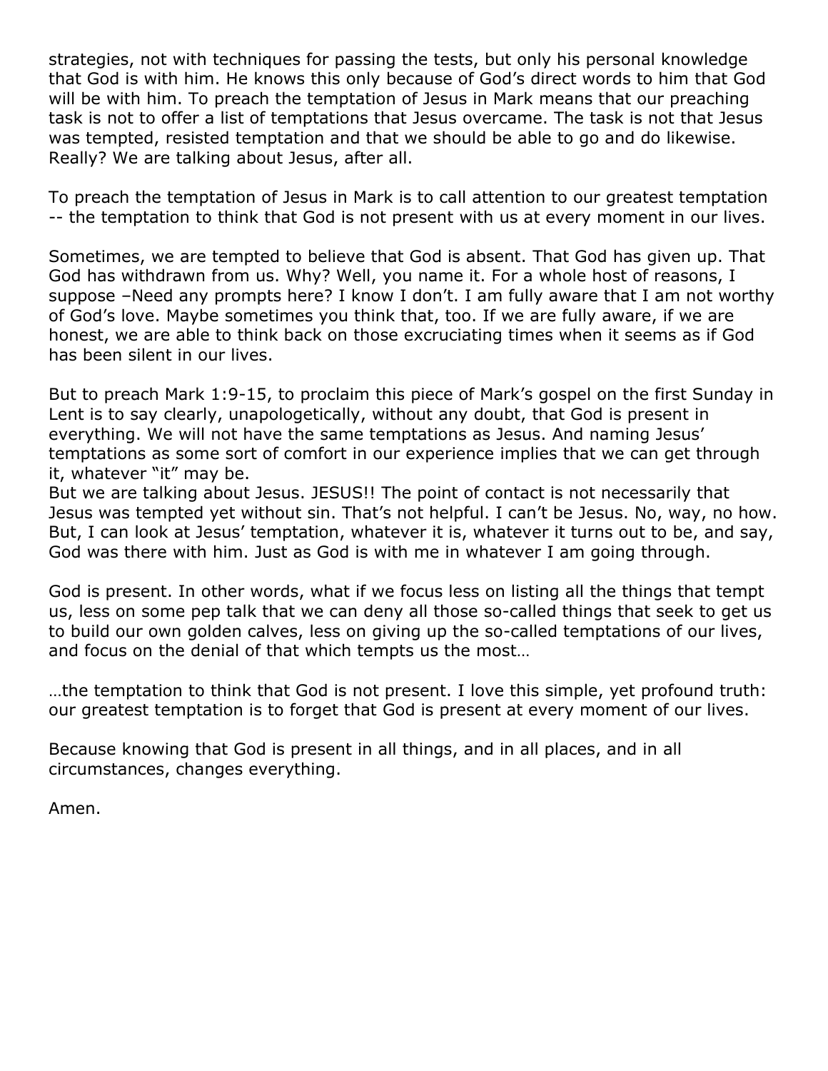strategies, not with techniques for passing the tests, but only his personal knowledge that God is with him. He knows this only because of God's direct words to him that God will be with him. To preach the temptation of Jesus in Mark means that our preaching task is not to offer a list of temptations that Jesus overcame. The task is not that Jesus was tempted, resisted temptation and that we should be able to go and do likewise. Really? We are talking about Jesus, after all.

To preach the temptation of Jesus in Mark is to call attention to our greatest temptation -- the temptation to think that God is not present with us at every moment in our lives.

Sometimes, we are tempted to believe that God is absent. That God has given up. That God has withdrawn from us. Why? Well, you name it. For a whole host of reasons, I suppose –Need any prompts here? I know I don't. I am fully aware that I am not worthy of God's love. Maybe sometimes you think that, too. If we are fully aware, if we are honest, we are able to think back on those excruciating times when it seems as if God has been silent in our lives.

But to preach Mark 1:9-15, to proclaim this piece of Mark's gospel on the first Sunday in Lent is to say clearly, unapologetically, without any doubt, that God is present in everything. We will not have the same temptations as Jesus. And naming Jesus' temptations as some sort of comfort in our experience implies that we can get through it, whatever "it" may be.
But we are talking about Jesus. JESUS!! The point of contact is not necessarily that Jesus was tempted yet without sin. That's not helpful. I can't be Jesus. No, way, no how. But, I can look at Jesus' temptation, whatever it is, whatever it turns out to be, and say, God was there with him. Just as God is with me in whatever I am going through.

God is present. In other words, what if we focus less on listing all the things that tempt us, less on some pep talk that we can deny all those so-called things that seek to get us to build our own golden calves, less on giving up the so-called temptations of our lives, and focus on the denial of that which tempts us the most…

…the temptation to think that God is not present. I love this simple, yet profound truth: our greatest temptation is to forget that God is present at every moment of our lives.

Because knowing that God is present in all things, and in all places, and in all circumstances, changes everything.

Amen.